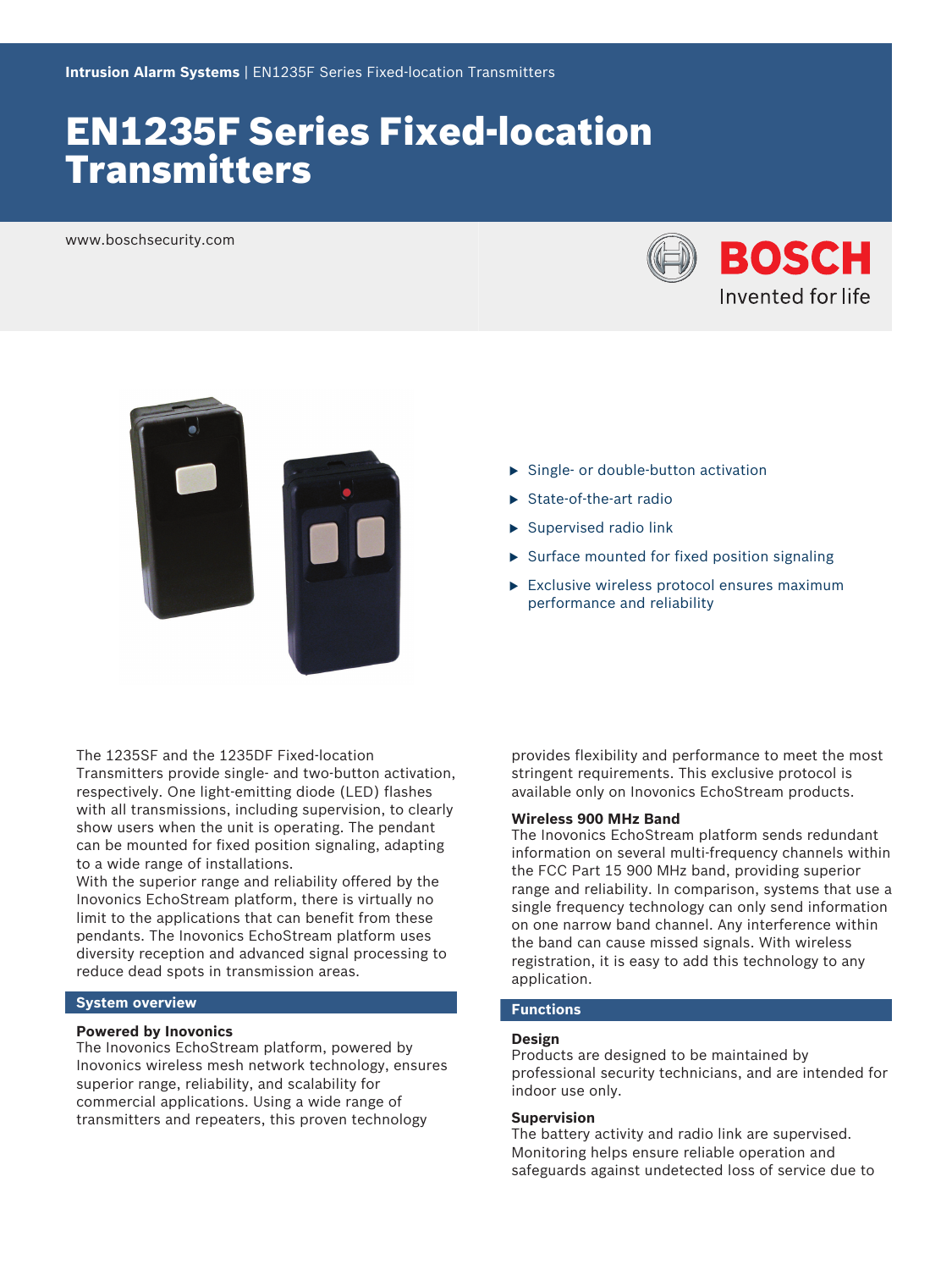Intrusion Alarm Systems | EN1235F Series Fixed-location Transmitters

# EN1235F Series Fixed-location Transmitters

www.boschsecurity.com

- Single- or double-button activation
- State-of-the-art radio
- Supervised radio link
- Surface mounted for fixed position signaling
- Exclusive wireless protocol ensures maximum performance and reliability

The 1235SF and the 1235DF Fixed-location Transmitters provide single- and two-button activation, respectively. One light-emitting diode (LED) flashes with all transmissions, including supervision, to clearly show users when the unit is operating. The pendant can be mounted for fixed position signaling, adapting to a wide range of installations.
With the superior range and reliability offered by the Inovonics EchoStream platform, there is virtually no limit to the applications that can benefit from these pendants. The Inovonics EchoStream platform uses diversity reception and advanced signal processing to reduce dead spots in transmission areas.

## System overview

### Powered by Inovonics

The Inovonics EchoStream platform, powered by Inovonics wireless mesh network technology, ensures superior range, reliability, and scalability for commercial applications. Using a wide range of transmitters and repeaters, this proven technology provides flexibility and performance to meet the most stringent requirements. This exclusive protocol is available only on Inovonics EchoStream products.

### Wireless 900 MHz Band

The Inovonics EchoStream platform sends redundant information on several multi-frequency channels within the FCC Part 15 900 MHz band, providing superior range and reliability. In comparison, systems that use a single frequency technology can only send information on one narrow band channel. Any interference within the band can cause missed signals. With wireless registration, it is easy to add this technology to any application.

## Functions

### Design

Products are designed to be maintained by professional security technicians, and are intended for indoor use only.

### Supervision

The battery activity and radio link are supervised. Monitoring helps ensure reliable operation and safeguards against undetected loss of service due to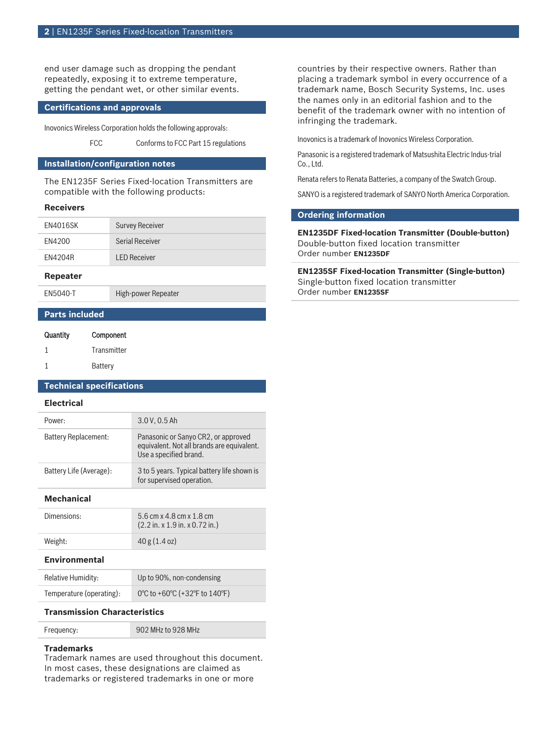end user damage such as dropping the pendant repeatedly, exposing it to extreme temperature, getting the pendant wet, or other similar events.

## Certifications and approvals

Inovonics Wireless Corporation holds the following approvals:

| | |
|---|---|
| FCC | Conforms to FCC Part 15 regulations |

## Installation/configuration notes

The EN1235F Series Fixed-location Transmitters are compatible with the following products:

### Receivers

| | |
|---|---|
| EN4016SK | Survey Receiver |
| EN4200 | Serial Receiver |
| EN4204R | LED Receiver |

### Repeater

| | |
|---|---|
| EN5040-T | High-power Repeater |

## Parts included

| Quantity | Component |
|---|---|
| 1 | Transmitter |
| 1 | Battery |

## Technical specifications

### Electrical

| | |
|---|---|
| Power: | 3.0 V, 0.5 Ah |
| Battery Replacement: | Panasonic or Sanyo CR2, or approved equivalent. Not all brands are equivalent. Use a specified brand. |
| Battery Life (Average): | 3 to 5 years. Typical battery life shown is for supervised operation. |

### Mechanical

| | |
|---|---|
| Dimensions: | 5.6 cm x 4.8 cm x 1.8 cm (2.2 in. x 1.9 in. x 0.72 in.) |
| Weight: | 40 g (1.4 oz) |

### Environmental

| | |
|---|---|
| Relative Humidity: | Up to 90%, non-condensing |
| Temperature (operating): | 0°C to +60°C (+32°F to 140°F) |

### Transmission Characteristics

| | |
|---|---|
| Frequency: | 902 MHz to 928 MHz |

### Trademarks

Trademark names are used throughout this document. In most cases, these designations are claimed as trademarks or registered trademarks in one or more countries by their respective owners. Rather than placing a trademark symbol in every occurrence of a trademark name, Bosch Security Systems, Inc. uses the names only in an editorial fashion and to the benefit of the trademark owner with no intention of infringing the trademark.

Inovonics is a trademark of Inovonics Wireless Corporation.

Panasonic is a registered trademark of Matsushita Electric Indus-trial Co., Ltd.

Renata refers to Renata Batteries, a company of the Swatch Group.

SANYO is a registered trademark of SANYO North America Corporation.

## Ordering information

**EN1235DF Fixed-location Transmitter (Double-button)**
Double-button fixed location transmitter
Order number **EN1235DF**

**EN1235SF Fixed-location Transmitter (Single-button)**
Single-button fixed location transmitter
Order number **EN1235SF**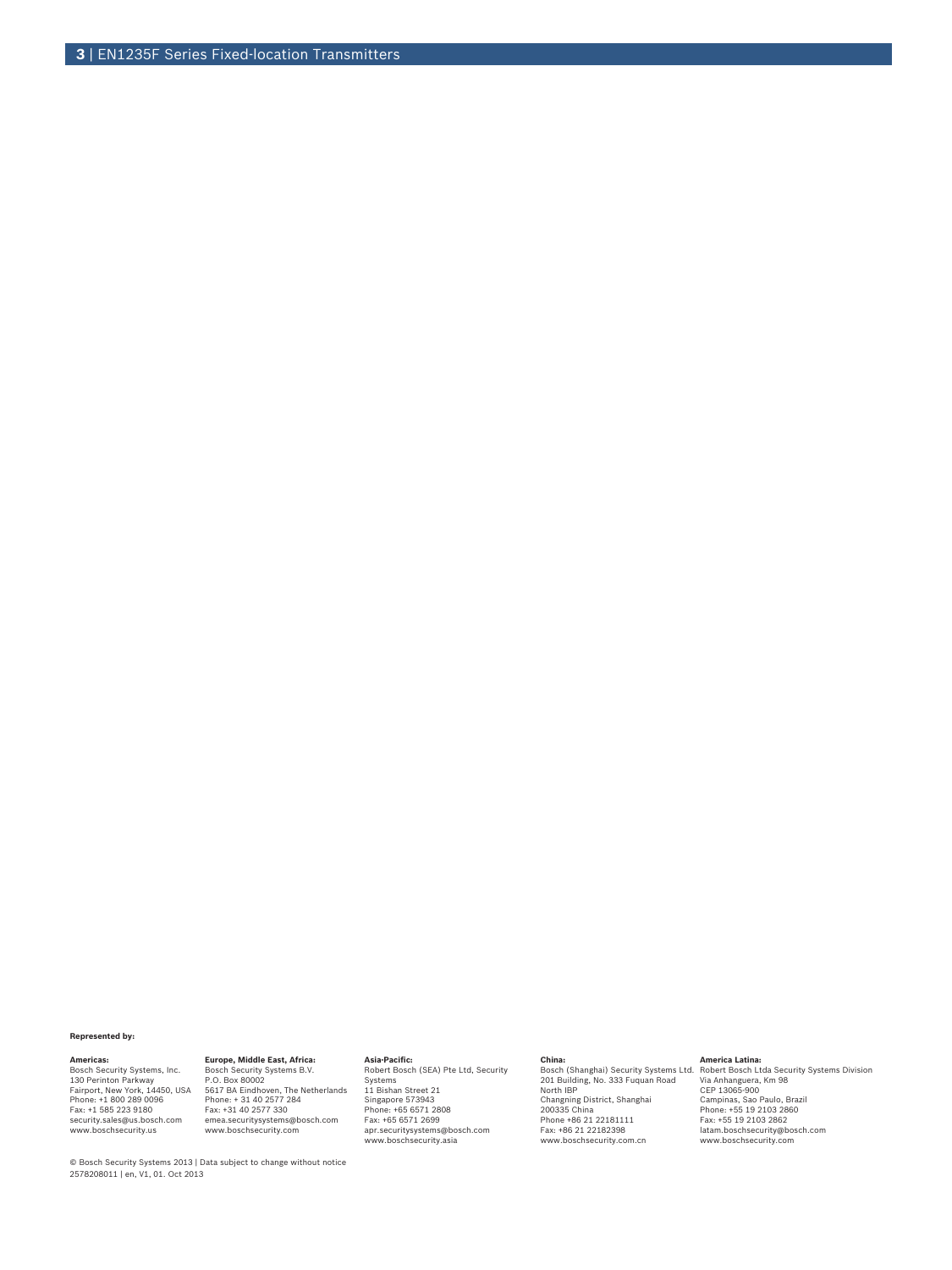**Represented by:**

**Americas:**
Bosch Security Systems, Inc.
130 Perinton Parkway
Fairport, New York, 14450, USA
Phone: +1 800 289 0096
Fax: +1 585 223 9180
security.sales@us.bosch.com
www.boschsecurity.us

**Europe, Middle East, Africa:**
Bosch Security Systems B.V.
P.O. Box 80002
5617 BA Eindhoven, The Netherlands
Phone: + 31 40 2577 284
Fax: +31 40 2577 330
emea.securitysystems@bosch.com
www.boschsecurity.com

**Asia-Pacific:**
Robert Bosch (SEA) Pte Ltd, Security Systems
11 Bishan Street 21
Singapore 573943
Phone: +65 6571 2808
Fax: +65 6571 2699
apr.securitysystems@bosch.com
www.boschsecurity.asia

**China:**
Bosch (Shanghai) Security Systems Ltd.
201 Building, No. 333 Fuquan Road
North IBP
Changning District, Shanghai
200335 China
Phone +86 21 22181111
Fax: +86 21 22182398
www.boschsecurity.com.cn

**America Latina:**
Robert Bosch Ltda Security Systems Division
Via Anhanguera, Km 98
CEP 13065-900
Campinas, Sao Paulo, Brazil
Phone: +55 19 2103 2860
Fax: +55 19 2103 2862
latam.boschsecurity@bosch.com
www.boschsecurity.com

© Bosch Security Systems 2013 | Data subject to change without notice
2578208011 | en, V1, 01. Oct 2013